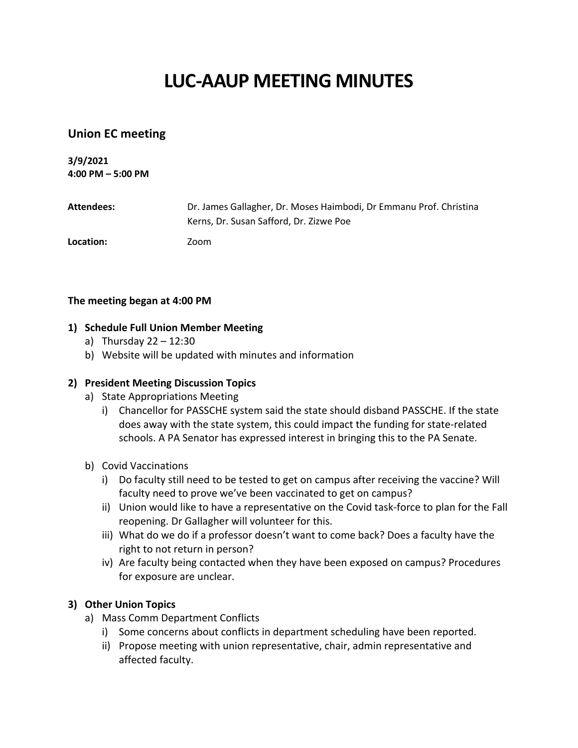# LUC-AAUP MEETING MINUTES

## Union EC meeting

**3/9/2021**
**4:00 PM – 5:00 PM**

**Attendees:** Dr. James Gallagher, Dr. Moses Haimbodi, Dr Emmanu Prof. Christina Kerns, Dr. Susan Safford, Dr. Zizwe Poe

**Location:** Zoom

**The meeting began at 4:00 PM**

1) **Schedule Full Union Member Meeting**
   a) Thursday 22 – 12:30
   b) Website will be updated with minutes and information

2) **President Meeting Discussion Topics**
   a) State Appropriations Meeting
      i) Chancellor for PASSCHE system said the state should disband PASSCHE. If the state does away with the state system, this could impact the funding for state-related schools. A PA Senator has expressed interest in bringing this to the PA Senate.

   b) Covid Vaccinations
      i) Do faculty still need to be tested to get on campus after receiving the vaccine? Will faculty need to prove we've been vaccinated to get on campus?
      ii) Union would like to have a representative on the Covid task-force to plan for the Fall reopening. Dr Gallagher will volunteer for this.
      iii) What do we do if a professor doesn't want to come back? Does a faculty have the right to not return in person?
      iv) Are faculty being contacted when they have been exposed on campus? Procedures for exposure are unclear.

3) **Other Union Topics**
   a) Mass Comm Department Conflicts
      i) Some concerns about conflicts in department scheduling have been reported.
      ii) Propose meeting with union representative, chair, admin representative and affected faculty.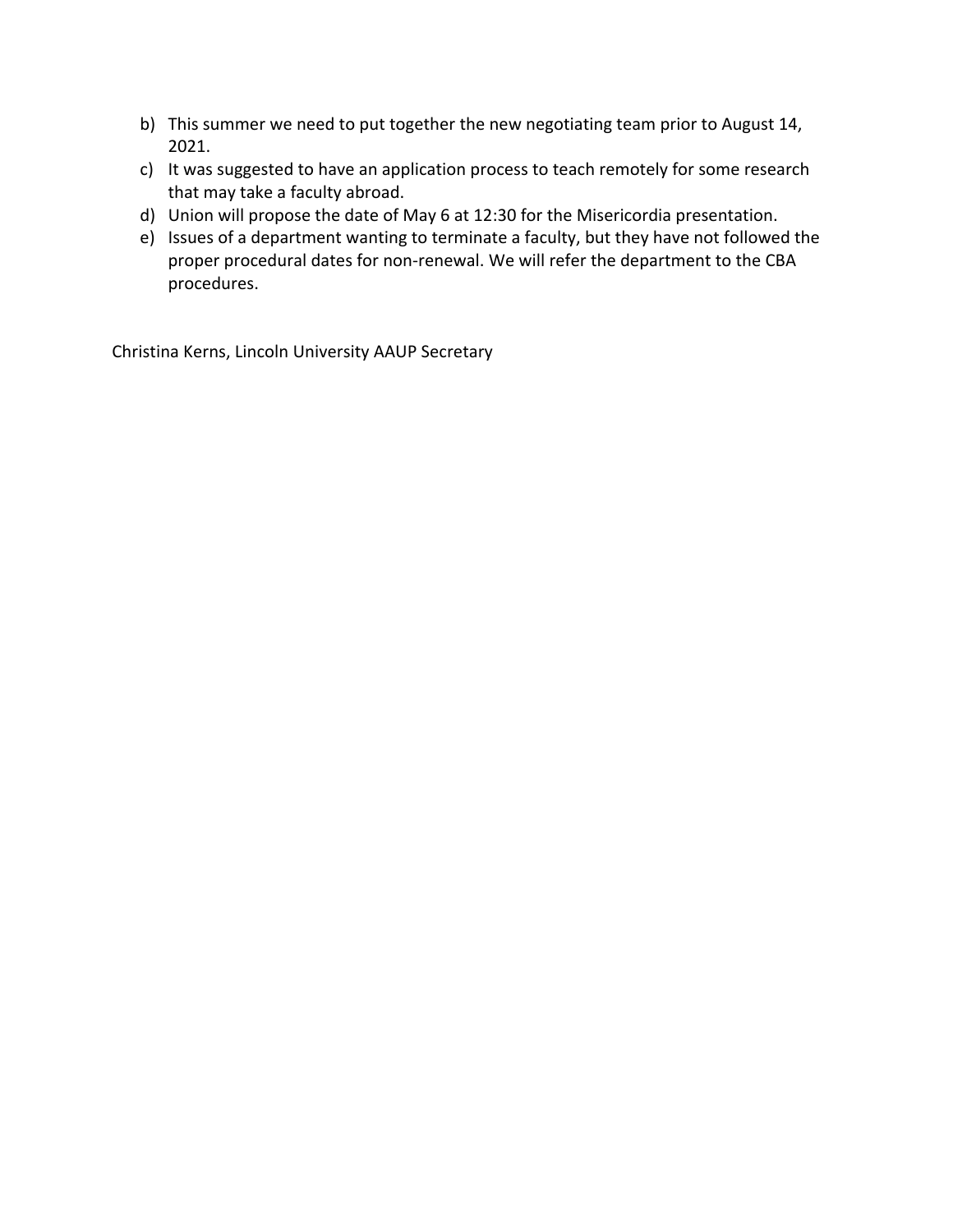b) This summer we need to put together the new negotiating team prior to August 14, 2021.
c) It was suggested to have an application process to teach remotely for some research that may take a faculty abroad.
d) Union will propose the date of May 6 at 12:30 for the Misericordia presentation.
e) Issues of a department wanting to terminate a faculty, but they have not followed the proper procedural dates for non-renewal. We will refer the department to the CBA procedures.

Christina Kerns, Lincoln University AAUP Secretary